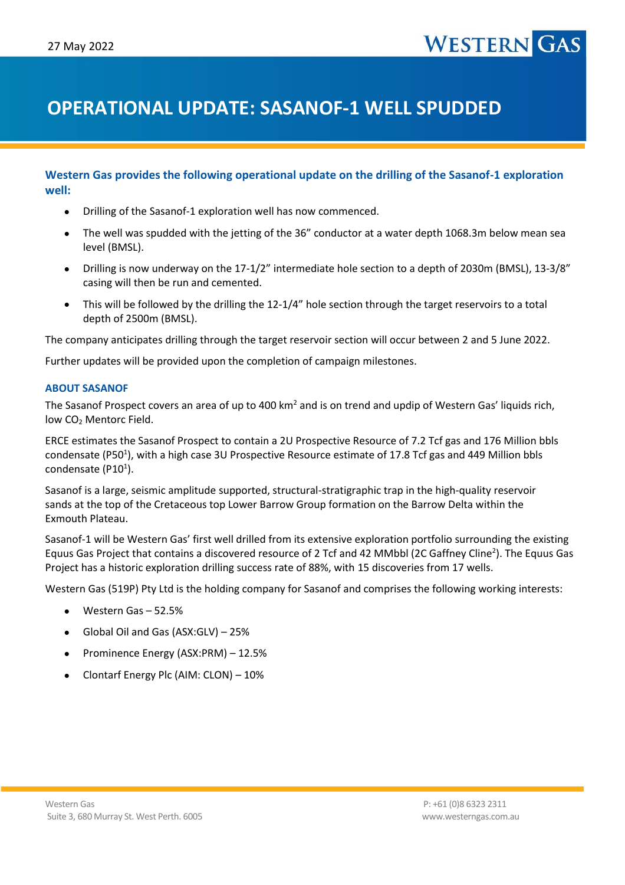27 May 2022

# OPERATIONAL UPDATE: SASANOF-1 WELL SPUDDED

**Western Gas provides the following operational update on the drilling of the Sasanof-1 exploration well:**

- Drilling of the Sasanof-1 exploration well has now commenced.
- The well was spudded with the jetting of the 36" conductor at a water depth 1068.3m below mean sea level (BMSL).
- Drilling is now underway on the 17-1/2" intermediate hole section to a depth of 2030m (BMSL), 13-3/8" casing will then be run and cemented.
- This will be followed by the drilling the 12-1/4" hole section through the target reservoirs to a total depth of 2500m (BMSL).

The company anticipates drilling through the target reservoir section will occur between 2 and 5 June 2022.

Further updates will be provided upon the completion of campaign milestones.

## ABOUT SASANOF

The Sasanof Prospect covers an area of up to 400 km$^2$ and is on trend and updip of Western Gas' liquids rich, low $CO_2$ Mentorc Field.

ERCE estimates the Sasanof Prospect to contain a 2U Prospective Resource of 7.2 Tcf gas and 176 Million bbls condensate (P50[1]), with a high case 3U Prospective Resource estimate of 17.8 Tcf gas and 449 Million bbls condensate (P10[1]).

Sasanof is a large, seismic amplitude supported, structural-stratigraphic trap in the high-quality reservoir sands at the top of the Cretaceous top Lower Barrow Group formation on the Barrow Delta within the Exmouth Plateau.

Sasanof-1 will be Western Gas' first well drilled from its extensive exploration portfolio surrounding the existing Equus Gas Project that contains a discovered resource of 2 Tcf and 42 MMbbl (2C Gaffney Cline[2]). The Equus Gas Project has a historic exploration drilling success rate of 88%, with 15 discoveries from 17 wells.

Western Gas (519P) Pty Ltd is the holding company for Sasanof and comprises the following working interests:

- Western Gas – 52.5%
- Global Oil and Gas (ASX:GLV) – 25%
- Prominence Energy (ASX:PRM) – 12.5%
- Clontarf Energy Plc (AIM: CLON) – 10%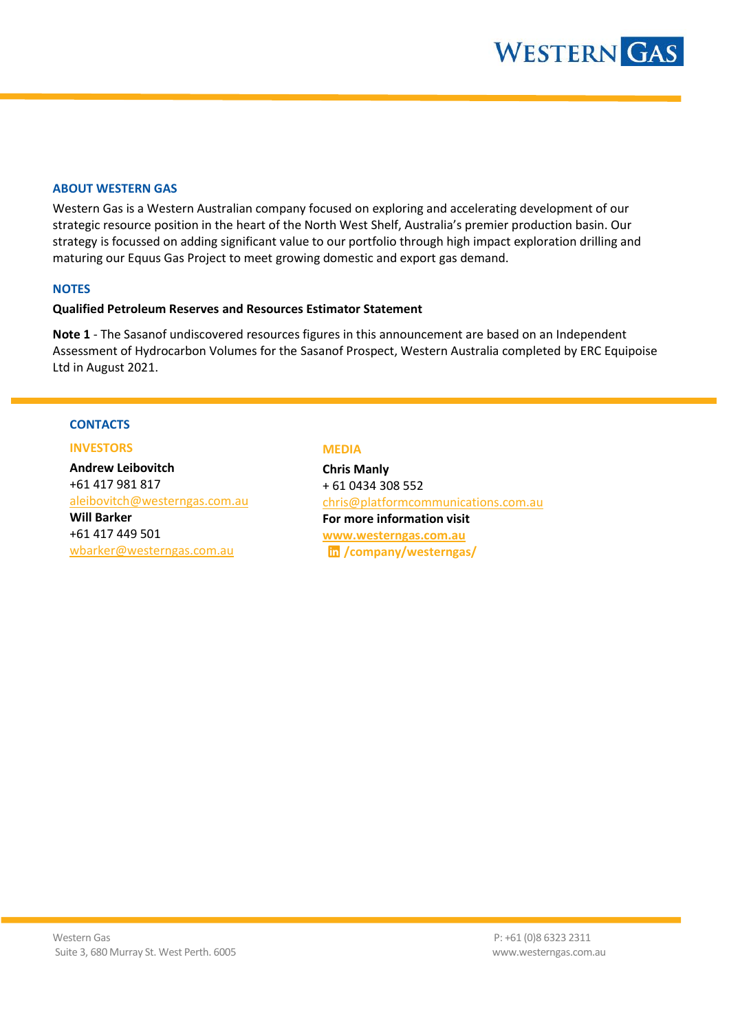## ABOUT WESTERN GAS

Western Gas is a Western Australian company focused on exploring and accelerating development of our strategic resource position in the heart of the North West Shelf, Australia's premier production basin. Our strategy is focussed on adding significant value to our portfolio through high impact exploration drilling and maturing our Equus Gas Project to meet growing domestic and export gas demand.

## NOTES

**Qualified Petroleum Reserves and Resources Estimator Statement**

**Note 1** - The Sasanof undiscovered resources figures in this announcement are based on an Independent Assessment of Hydrocarbon Volumes for the Sasanof Prospect, Western Australia completed by ERC Equipoise Ltd in August 2021.

## CONTACTS

### INVESTORS

**Andrew Leibovitch**
+61 417 981 817
aleibovitch@westerngas.com.au

**Will Barker**
+61 417 449 501
wbarker@westerngas.com.au

### MEDIA

**Chris Manly**
+ 61 0434 308 552
chris@platformcommunications.com.au

**For more information visit**
**www.westerngas.com.au**
**/company/westerngas/**

Western Gas
Suite 3, 680 Murray St. West Perth. 6005

P: +61 (0)8 6323 2311
www.westerngas.com.au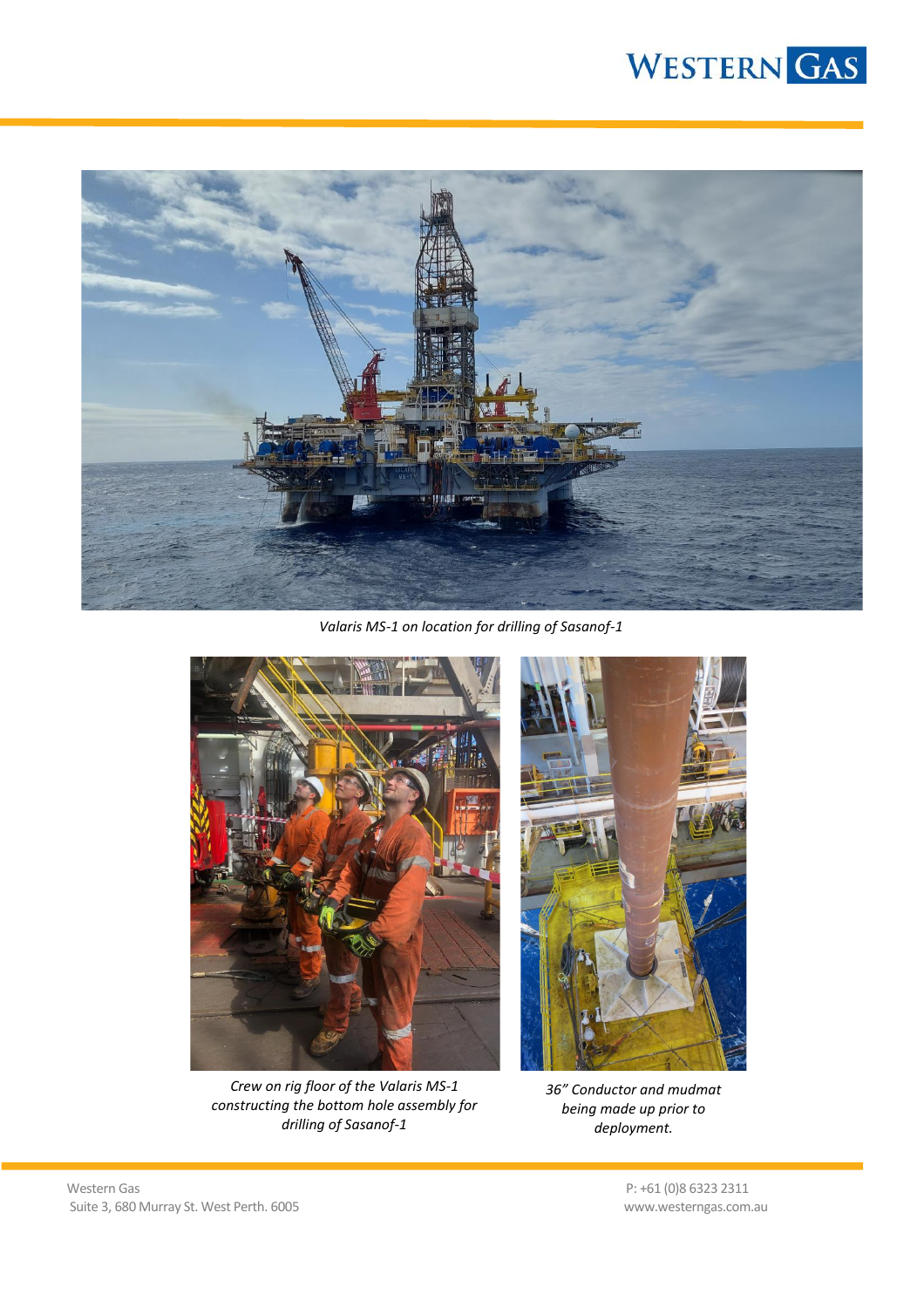*Valaris MS-1 on location for drilling of Sasanof-1*

*Crew on rig floor of the Valaris MS-1 constructing the bottom hole assembly for drilling of Sasanof-1*

*36" Conductor and mudmat being made up prior to deployment.*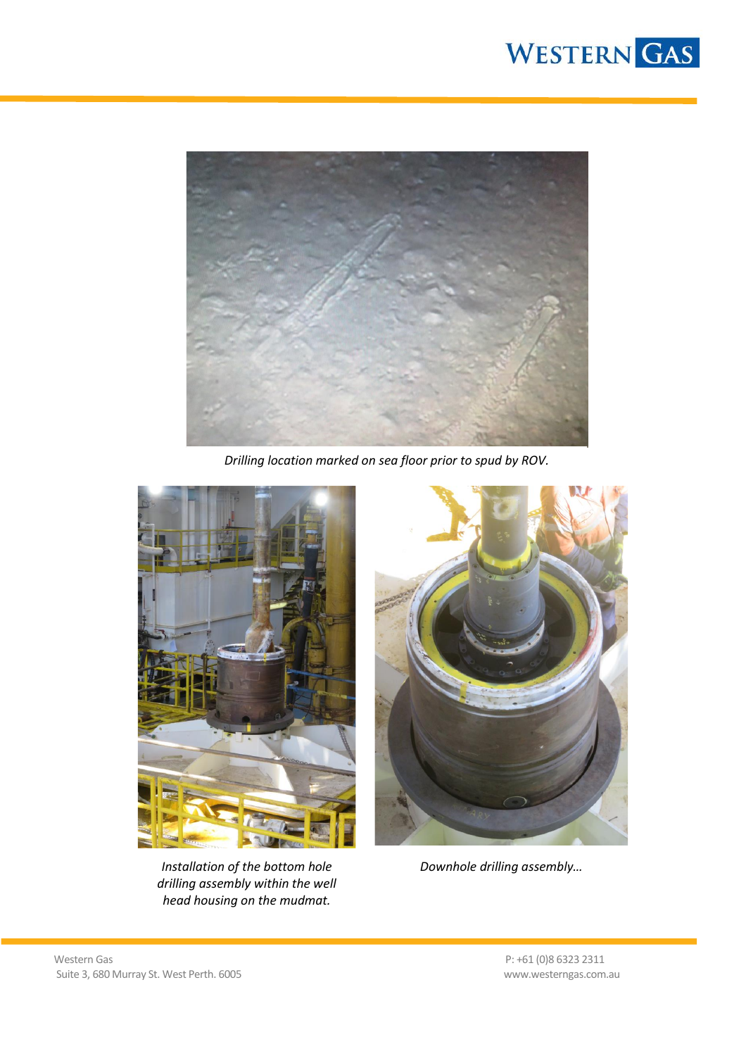*Drilling location marked on sea floor prior to spud by ROV.*

*Installation of the bottom hole drilling assembly within the well head housing on the mudmat.*

*Downhole drilling assembly…*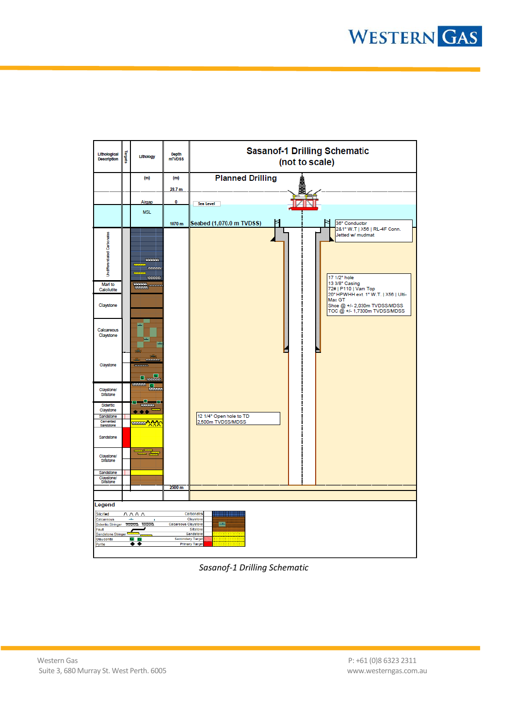**Sasanof-1 Drilling Schematic**
**(not to scale)**

| Lithological Description | Targets | Lithology | Depth mTVDSS |
|---|---|---|---|
| | | (m) | (m) |
| | | | 28.7 m |
| | | Airgap | 0 |
| | | MSL | |
| | | | 1070 m |
| Undifferentiated Carbonates | | | |
| Marl to Calcilutite | | | |
| Claystone | | | |
| Calcareous Claystone | | | |
| Claystone | | | |
| Claystone/ Siltstone | | | |
| Sideritic Claystone | | | |
| Sandstone | | | |
| Cemented Sandstone | | | |
| Sandstone | | | |
| Claystone/ Siltstone | | | |
| Sandstone | | | |
| Claystone/ Siltstone | | | |
| | | | 2500 m |

**Planned Drilling**

Sea Level

Seabed (1,070.0 m TVDSS)

36" Conductor
2&1" W.T | X56 | RL-4F Conn.
Jetted w/ mudmat

17 1/2" hole
13 3/8" Casing
72# | P110 | Vam Top
20" HPWHH ext 1" W.T. | X56 | Ulti-Max GT
Shoe @ +/- 2,030m TVDSS/MDSS
TOC @ +/- 1,7300m TVDSS/MDSS

12 1/4" Open hole to TD
2,500m TVDSS/MDSS

**Legend**

- Silicified
- Calcareous
- Sideritic Stringer
- Fault
- Sandstone Stringer
- Glauconite
- Pyrite
- Carbonates
- Claystone
- Calcareous Claystone
- Siltstone
- Sandstone
- Secondary Target
- Primary Target

*Sasanof-1 Drilling Schematic*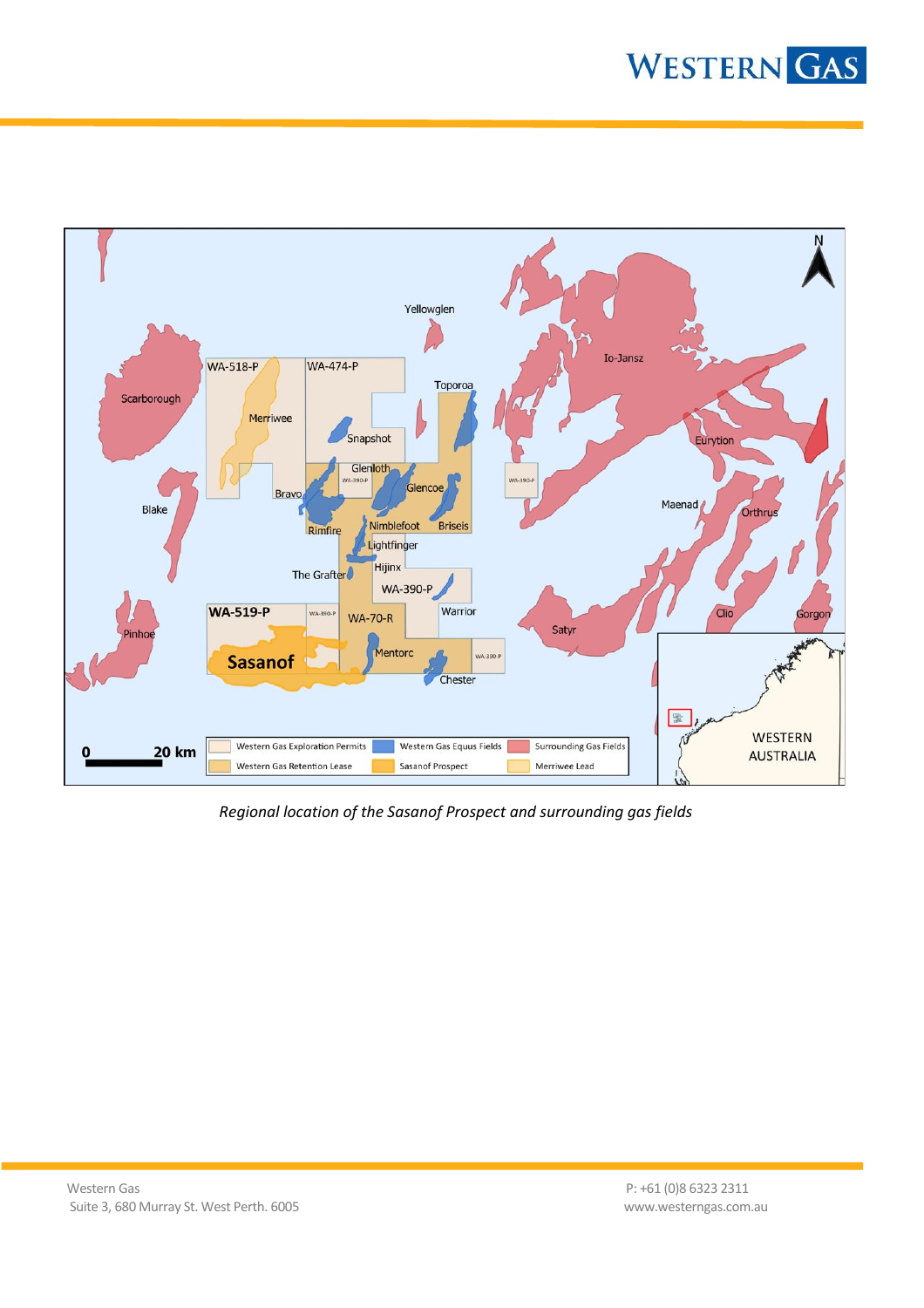Yellowglen
Io-Jansz
WA-518-P
WA-474-P
Toporoa
Scarborough
Merriwee
Snapshot
Eurytion
Glenloth
WA-390-P
WA-390-P
Glencoe
Bravo
Maenad
Blake
Orthrus
Rimfire
Nimblefoot
Briseis
Lightfinger
Hijinx
The Grafter
WA-390-P
Warrior
Clio
Gorgon
WA-519-P
WA-390-P
WA-70-R
Satyr
Pinhoe
Sasanof
Mentorc
WA-390-P
Chester
WESTERN AUSTRALIA
0
20 km
Western Gas Exploration Permits
Western Gas Equus Fields
Surrounding Gas Fields
Western Gas Retention Lease
Sasanof Prospect
Merriwee Lead
N

*Regional location of the Sasanof Prospect and surrounding gas fields*